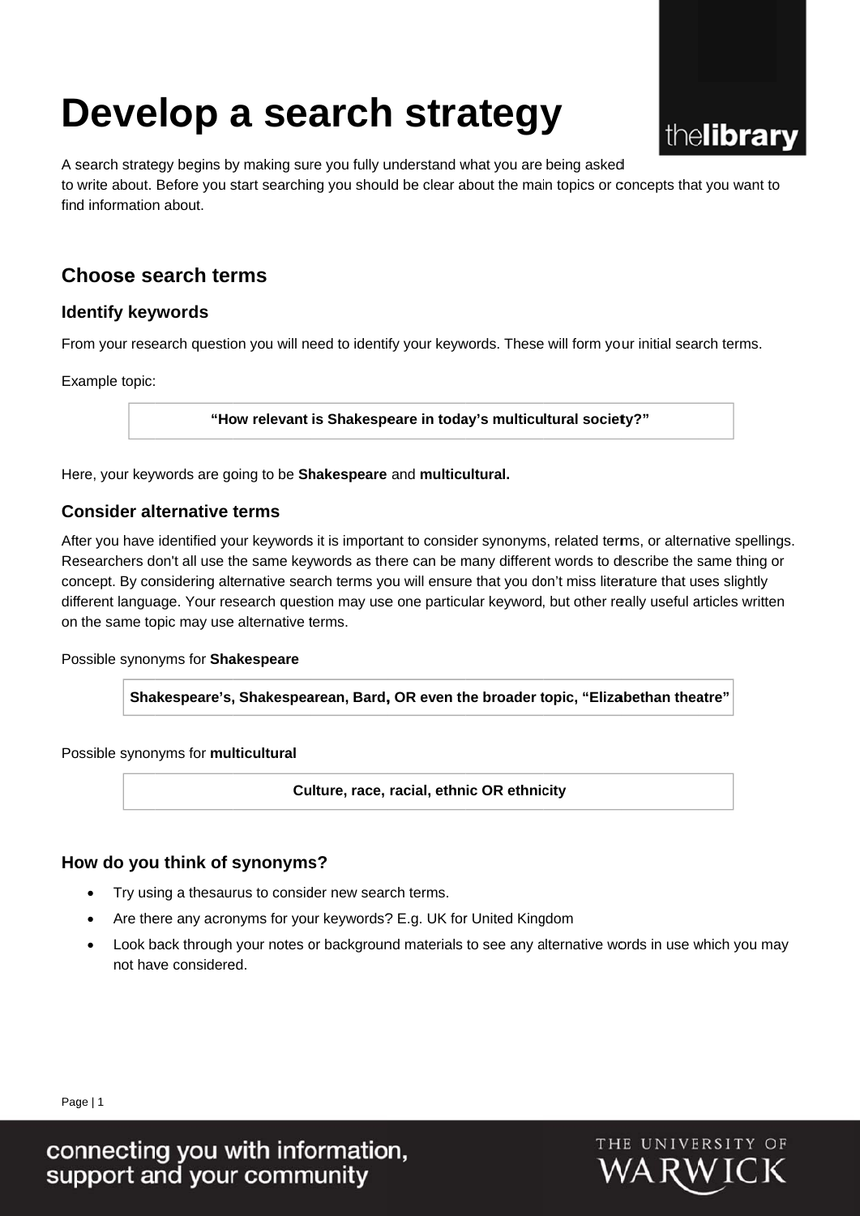# Develop a search strategy

A search strategy begins by making sure you fully understand what you are being asked to write about. Before you start searching you should be clear about the main topics or concepts that you want to find information about.

## Choose search terms

### Identify keywords

From your research question you will need to identify your keywords. These will form your initial search terms.

Example topic:

| **"How relevant is Shakespeare in today's multicultural society?"** |
| --- |

Here, your keywords are going to be **Shakespeare** and **multicultural.**

### Consider alternative terms

After you have identified your keywords it is important to consider synonyms, related terms, or alternative spellings. Researchers don't all use the same keywords as there can be many different words to describe the same thing or concept. By considering alternative search terms you will ensure that you don't miss literature that uses slightly different language. Your research question may use one particular keyword, but other really useful articles written on the same topic may use alternative terms.

Possible synonyms for **Shakespeare**

| **Shakespeare's, Shakespearean, Bard, OR even the broader topic, "Elizabethan theatre"** |
| --- |

Possible synonyms for **multicultural**

| **Culture, race, racial, ethnic OR ethnicity** |
| --- |

### How do you think of synonyms?

- Try using a thesaurus to consider new search terms.
- Are there any acronyms for your keywords? E.g. UK for United Kingdom
- Look back through your notes or background materials to see any alternative words in use which you may not have considered.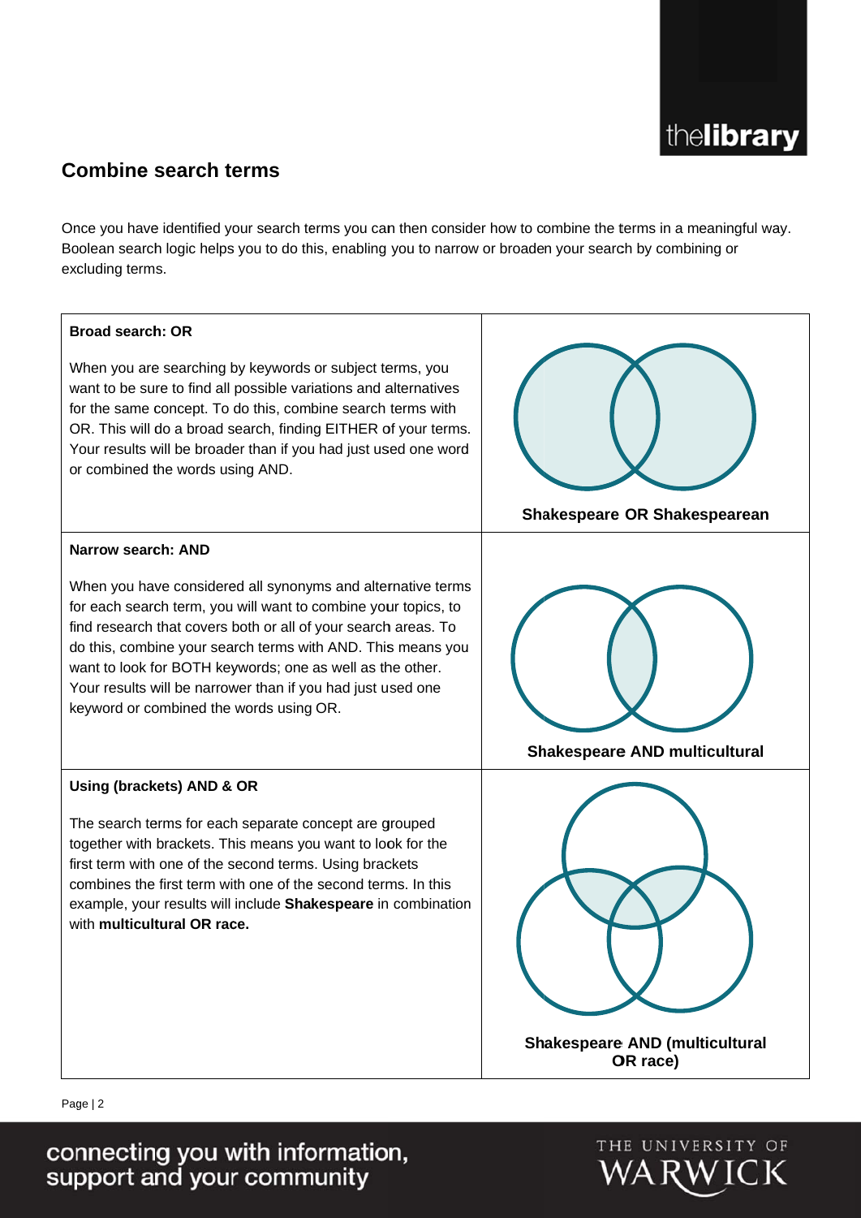## Combine search terms

Once you have identified your search terms you can then consider how to combine the terms in a meaningful way. Boolean search logic helps you to do this, enabling you to narrow or broaden your search by combining or excluding terms.

| | |
|---|---|
| **Broad search: OR**<br><br>When you are searching by keywords or subject terms, you want to be sure to find all possible variations and alternatives for the same concept. To do this, combine search terms with OR. This will do a broad search, finding EITHER of your terms. Your results will be broader than if you had just used one word or combined the words using AND. | **Shakespeare OR Shakespearean** |
| **Narrow search: AND**<br><br>When you have considered all synonyms and alternative terms for each search term, you will want to combine your topics, to find research that covers both or all of your search areas. To do this, combine your search terms with AND. This means you want to look for BOTH keywords; one as well as the other. Your results will be narrower than if you had just used one keyword or combined the words using OR. | **Shakespeare AND multicultural** |
| **Using (brackets) AND & OR**<br><br>The search terms for each separate concept are grouped together with brackets. This means you want to look for the first term with one of the second terms. Using brackets combines the first term with one of the second terms. In this example, your results will include **Shakespeare** in combination with **multicultural OR race.** | **Shakespeare AND (multicultural OR race)** |

connecting you with information, support and your community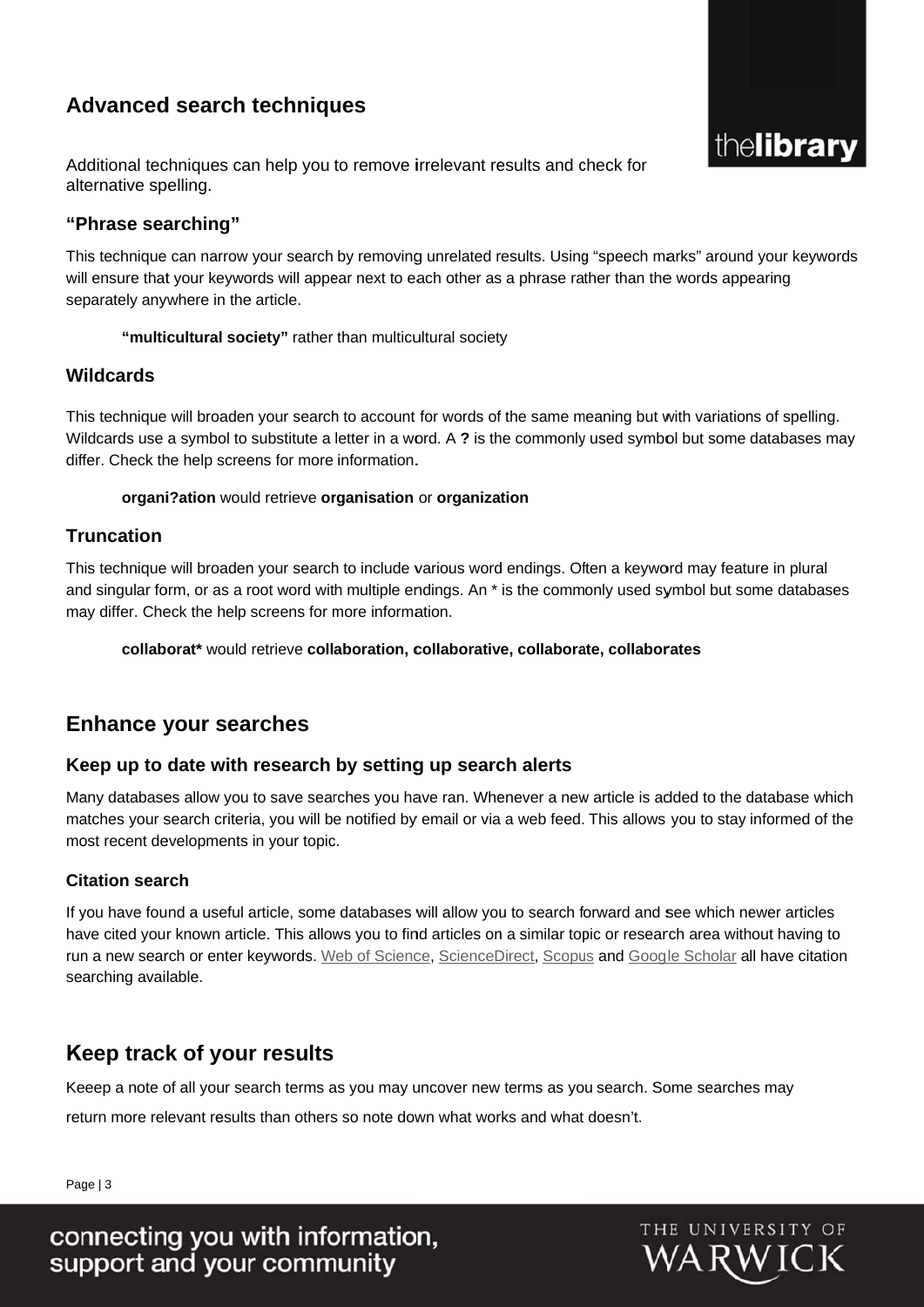## Advanced search techniques

Additional techniques can help you to remove irrelevant results and check for alternative spelling.

### "Phrase searching"

This technique can narrow your search by removing unrelated results. Using "speech marks" around your keywords will ensure that your keywords will appear next to each other as a phrase rather than the words appearing separately anywhere in the article.

**"multicultural society"** rather than multicultural society

### Wildcards

This technique will broaden your search to account for words of the same meaning but with variations of spelling. Wildcards use a symbol to substitute a letter in a word. A **?** is the commonly used symbol but some databases may differ. Check the help screens for more information**.**

**organi?ation** would retrieve **organisation** or **organization**

### Truncation

This technique will broaden your search to include various word endings. Often a keyword may feature in plural and singular form, or as a root word with multiple endings. An * is the commonly used symbol but some databases may differ. Check the help screens for more information.

**collaborat*** would retrieve **collaboration, collaborative, collaborate, collaborates**

## Enhance your searches

### Keep up to date with research by setting up search alerts

Many databases allow you to save searches you have ran. Whenever a new article is added to the database which matches your search criteria, you will be notified by email or via a web feed. This allows you to stay informed of the most recent developments in your topic.

#### Citation search

If you have found a useful article, some databases will allow you to search forward and see which newer articles have cited your known article. This allows you to find articles on a similar topic or research area without having to run a new search or enter keywords. Web of Science, ScienceDirect, Scopus and Google Scholar all have citation searching available.

## Keep track of your results

Keeep a note of all your search terms as you may uncover new terms as you search. Some searches may return more relevant results than others so note down what works and what doesn't.